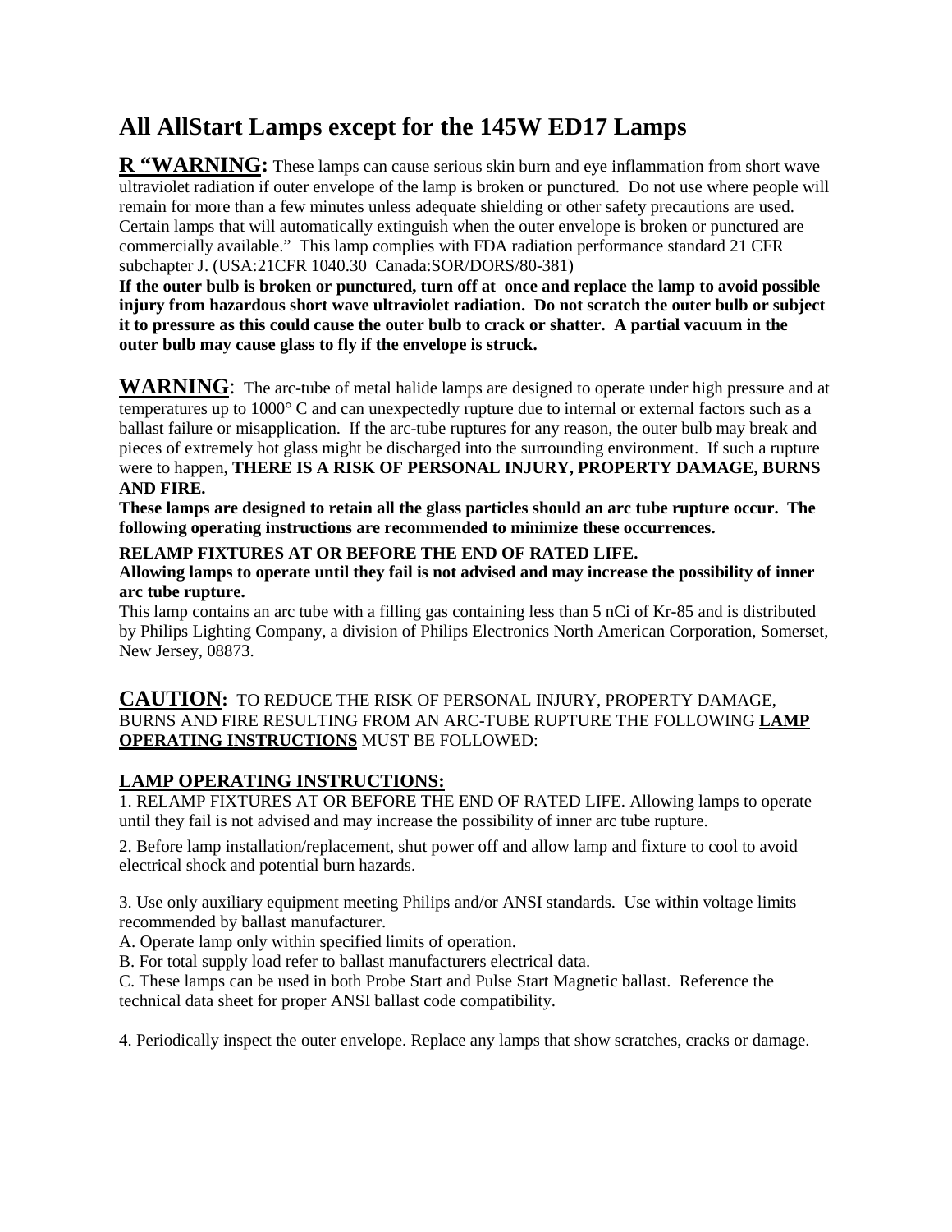# All AllStart Lamps except for the 145W ED17 Lamps

**<u>R "WARNING</u>:** These lamps can cause serious skin burn and eye inflammation from short wave ultraviolet radiation if outer envelope of the lamp is broken or punctured. Do not use where people will remain for more than a few minutes unless adequate shielding or other safety precautions are used. Certain lamps that will automatically extinguish when the outer envelope is broken or punctured are commercially available." This lamp complies with FDA radiation performance standard 21 CFR subchapter J. (USA:21CFR 1040.30 Canada:SOR/DORS/80-381)

**If the outer bulb is broken or punctured, turn off at once and replace the lamp to avoid possible injury from hazardous short wave ultraviolet radiation. Do not scratch the outer bulb or subject it to pressure as this could cause the outer bulb to crack or shatter. A partial vacuum in the outer bulb may cause glass to fly if the envelope is struck.**

**<u>WARNING</u>**: The arc-tube of metal halide lamps are designed to operate under high pressure and at temperatures up to 1000° C and can unexpectedly rupture due to internal or external factors such as a ballast failure or misapplication. If the arc-tube ruptures for any reason, the outer bulb may break and pieces of extremely hot glass might be discharged into the surrounding environment. If such a rupture were to happen, **THERE IS A RISK OF PERSONAL INJURY, PROPERTY DAMAGE, BURNS AND FIRE.**

**These lamps are designed to retain all the glass particles should an arc tube rupture occur. The following operating instructions are recommended to minimize these occurrences.**

**RELAMP FIXTURES AT OR BEFORE THE END OF RATED LIFE.**

**Allowing lamps to operate until they fail is not advised and may increase the possibility of inner arc tube rupture.**

This lamp contains an arc tube with a filling gas containing less than 5 nCi of Kr-85 and is distributed by Philips Lighting Company, a division of Philips Electronics North American Corporation, Somerset, New Jersey, 08873.

**<u>CAUTION</u>:** TO REDUCE THE RISK OF PERSONAL INJURY, PROPERTY DAMAGE, BURNS AND FIRE RESULTING FROM AN ARC-TUBE RUPTURE THE FOLLOWING **<u>LAMP OPERATING INSTRUCTIONS</u>** MUST BE FOLLOWED:

## <u>LAMP OPERATING INSTRUCTIONS:</u>

1. RELAMP FIXTURES AT OR BEFORE THE END OF RATED LIFE. Allowing lamps to operate until they fail is not advised and may increase the possibility of inner arc tube rupture.

2. Before lamp installation/replacement, shut power off and allow lamp and fixture to cool to avoid electrical shock and potential burn hazards.

3. Use only auxiliary equipment meeting Philips and/or ANSI standards. Use within voltage limits recommended by ballast manufacturer.

A. Operate lamp only within specified limits of operation.

B. For total supply load refer to ballast manufacturers electrical data.

C. These lamps can be used in both Probe Start and Pulse Start Magnetic ballast. Reference the technical data sheet for proper ANSI ballast code compatibility.

4. Periodically inspect the outer envelope. Replace any lamps that show scratches, cracks or damage.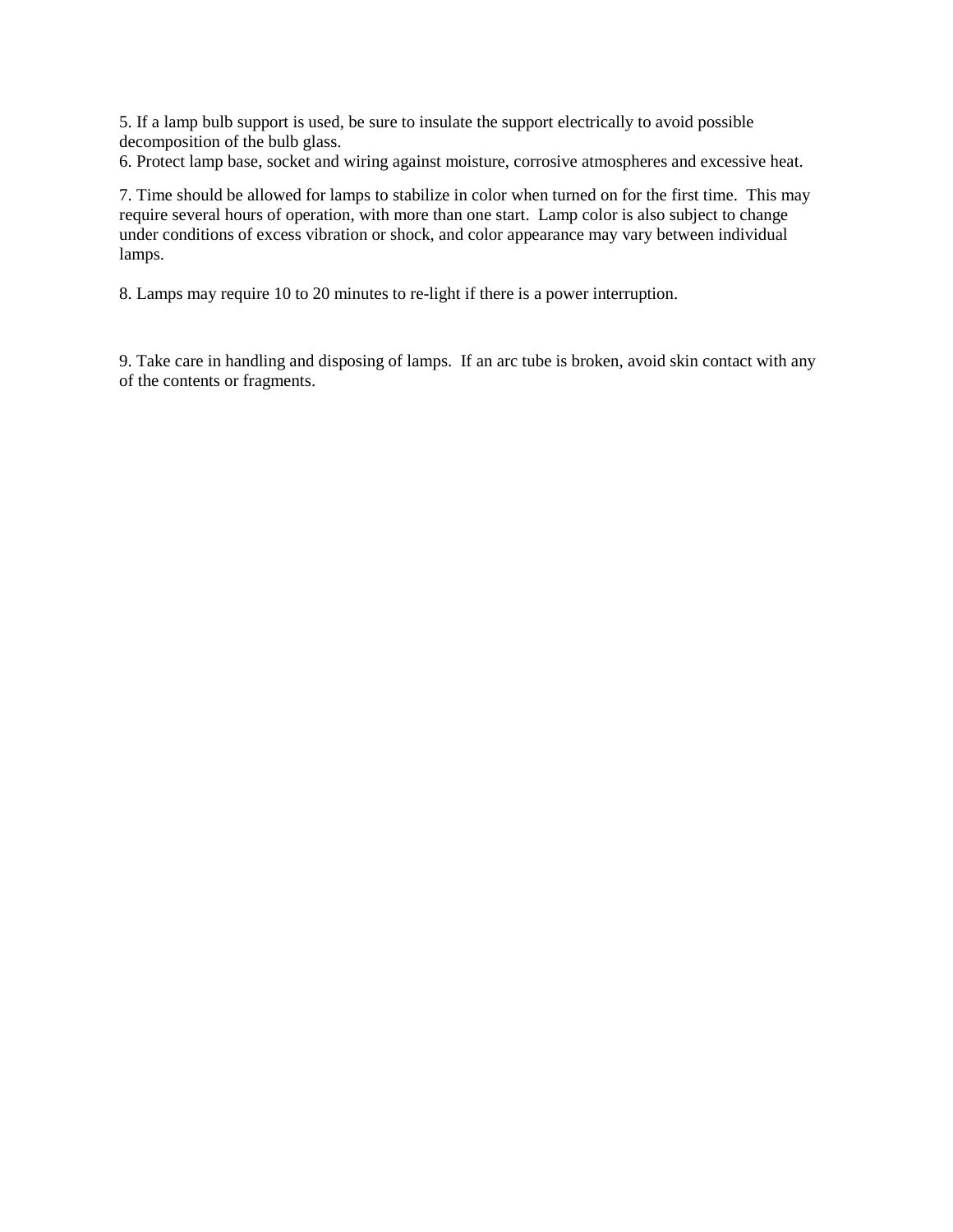5. If a lamp bulb support is used, be sure to insulate the support electrically to avoid possible decomposition of the bulb glass.

6. Protect lamp base, socket and wiring against moisture, corrosive atmospheres and excessive heat.

7. Time should be allowed for lamps to stabilize in color when turned on for the first time. This may require several hours of operation, with more than one start. Lamp color is also subject to change under conditions of excess vibration or shock, and color appearance may vary between individual lamps.

8. Lamps may require 10 to 20 minutes to re-light if there is a power interruption.

9. Take care in handling and disposing of lamps. If an arc tube is broken, avoid skin contact with any of the contents or fragments.